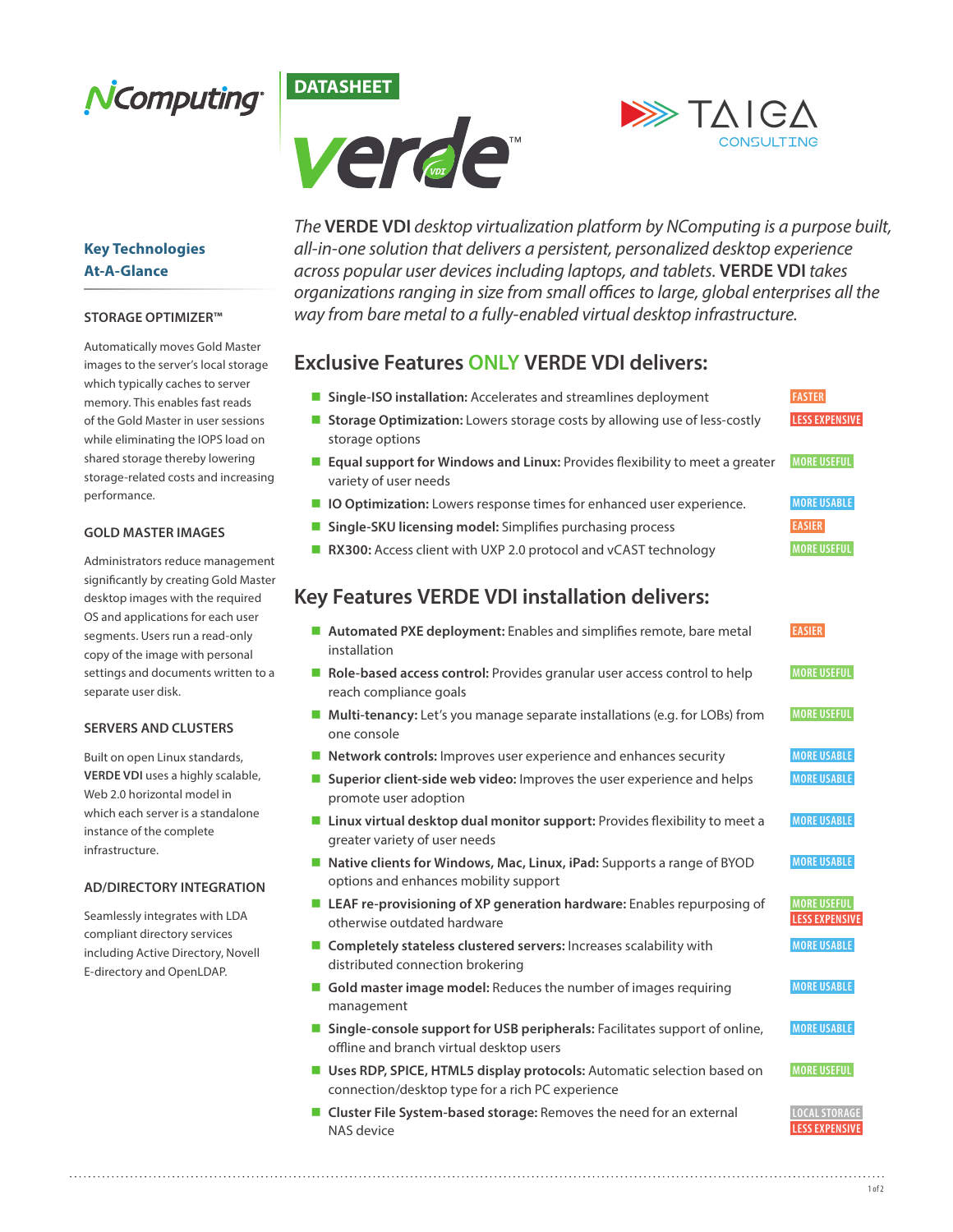NComputing

DATASHEET

# verde™

TAIGA CONSULTING

*The* **VERDE VDI** *desktop virtualization platform by NComputing is a purpose built, all-in-one solution that delivers a persistent, personalized desktop experience across popular user devices including laptops, and tablets.* **VERDE VDI** *takes organizations ranging in size from small offices to large, global enterprises all the way from bare metal to a fully-enabled virtual desktop infrastructure.*

## Exclusive Features ONLY VERDE VDI delivers:

- **Single-ISO installation:** Accelerates and streamlines deployment — FASTER
- **Storage Optimization:** Lowers storage costs by allowing use of less-costly storage options — LESS EXPENSIVE
- **Equal support for Windows and Linux:** Provides flexibility to meet a greater variety of user needs — MORE USEFUL
- **IO Optimization:** Lowers response times for enhanced user experience. — MORE USABLE
- **Single-SKU licensing model:** Simplifies purchasing process — EASIER
- **RX300:** Access client with UXP 2.0 protocol and vCAST technology — MORE USEFUL

## Key Features VERDE VDI installation delivers:

- **Automated PXE deployment:** Enables and simplifies remote, bare metal installation — EASIER
- **Role-based access control:** Provides granular user access control to help reach compliance goals — MORE USEFUL
- **Multi-tenancy:** Let's you manage separate installations (e.g. for LOBs) from one console — MORE USEFUL
- **Network controls:** Improves user experience and enhances security — MORE USABLE
- **Superior client-side web video:** Improves the user experience and helps promote user adoption — MORE USABLE
- **Linux virtual desktop dual monitor support:** Provides flexibility to meet a greater variety of user needs — MORE USABLE
- **Native clients for Windows, Mac, Linux, iPad:** Supports a range of BYOD options and enhances mobility support — MORE USABLE
- **LEAF re-provisioning of XP generation hardware:** Enables repurposing of otherwise outdated hardware — MORE USEFUL, LESS EXPENSIVE
- **Completely stateless clustered servers:** Increases scalability with distributed connection brokering — MORE USABLE
- **Gold master image model:** Reduces the number of images requiring management — MORE USABLE
- **Single-console support for USB peripherals:** Facilitates support of online, offline and branch virtual desktop users — MORE USABLE
- **Uses RDP, SPICE, HTML5 display protocols:** Automatic selection based on connection/desktop type for a rich PC experience — MORE USEFUL
- **Cluster File System-based storage:** Removes the need for an external NAS device — LOCAL STORAGE, LESS EXPENSIVE

## Key Technologies At-A-Glance

### STORAGE OPTIMIZER™

Automatically moves Gold Master images to the server's local storage which typically caches to server memory. This enables fast reads of the Gold Master in user sessions while eliminating the IOPS load on shared storage thereby lowering storage-related costs and increasing performance.

### GOLD MASTER IMAGES

Administrators reduce management significantly by creating Gold Master desktop images with the required OS and applications for each user segments. Users run a read-only copy of the image with personal settings and documents written to a separate user disk.

### SERVERS AND CLUSTERS

Built on open Linux standards, **VERDE VDI** uses a highly scalable, Web 2.0 horizontal model in which each server is a standalone instance of the complete infrastructure.

### AD/DIRECTORY INTEGRATION

Seamlessly integrates with LDA compliant directory services including Active Directory, Novell E-directory and OpenLDAP.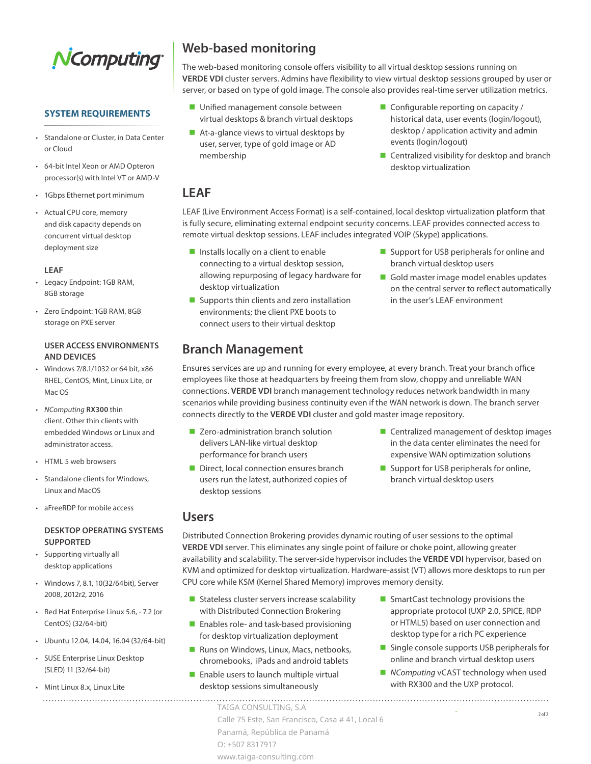NComputing

## SYSTEM REQUIREMENTS

- Standalone or Cluster, in Data Center or Cloud
- 64-bit Intel Xeon or AMD Opteron processor(s) with Intel VT or AMD-V
- 1Gbps Ethernet port minimum
- Actual CPU core, memory and disk capacity depends on concurrent virtual desktop deployment size

### LEAF

- Legacy Endpoint: 1GB RAM, 8GB storage
- Zero Endpoint: 1GB RAM, 8GB storage on PXE server

### USER ACCESS ENVIRONMENTS AND DEVICES

- Windows 7/8.1/1032 or 64 bit, x86 RHEL, CentOS, Mint, Linux Lite, or Mac OS
- *NComputing* **RX300** thin client. Other thin clients with embedded Windows or Linux and administrator access.
- HTML 5 web browsers
- Standalone clients for Windows, Linux and MacOS
- aFreeRDP for mobile access

### DESKTOP OPERATING SYSTEMS SUPPORTED

- Supporting virtually all desktop applications
- Windows 7, 8.1, 10(32/64bit), Server 2008, 2012r2, 2016
- Red Hat Enterprise Linux 5.6, - 7.2 (or CentOS) (32/64-bit)
- Ubuntu 12.04, 14.04, 16.04 (32/64-bit)
- SUSE Enterprise Linux Desktop (SLED) 11 (32/64-bit)
- Mint Linux 8.x, Linux Lite

## Web-based monitoring

The web-based monitoring console offers visibility to all virtual desktop sessions running on **VERDE VDI** cluster servers. Admins have flexibility to view virtual desktop sessions grouped by user or server, or based on type of gold image. The console also provides real-time server utilization metrics.

- Unified management console between virtual desktops & branch virtual desktops
- At-a-glance views to virtual desktops by user, server, type of gold image or AD membership
- Configurable reporting on capacity / historical data, user events (login/logout), desktop / application activity and admin events (login/logout)
- Centralized visibility for desktop and branch desktop virtualization

## LEAF

LEAF (Live Environment Access Format) is a self-contained, local desktop virtualization platform that is fully secure, eliminating external endpoint security concerns. LEAF provides connected access to remote virtual desktop sessions. LEAF includes integrated VOIP (Skype) applications.

- Installs locally on a client to enable connecting to a virtual desktop session, allowing repurposing of legacy hardware for desktop virtualization
- Supports thin clients and zero installation environments; the client PXE boots to connect users to their virtual desktop
- Support for USB peripherals for online and branch virtual desktop users
- Gold master image model enables updates on the central server to reflect automatically in the user's LEAF environment

## Branch Management

Ensures services are up and running for every employee, at every branch. Treat your branch office employees like those at headquarters by freeing them from slow, choppy and unreliable WAN connections. **VERDE VDI** branch management technology reduces network bandwidth in many scenarios while providing business continuity even if the WAN network is down. The branch server connects directly to the **VERDE VDI** cluster and gold master image repository.

- Zero-administration branch solution delivers LAN-like virtual desktop performance for branch users
- Direct, local connection ensures branch users run the latest, authorized copies of desktop sessions
- Centralized management of desktop images in the data center eliminates the need for expensive WAN optimization solutions
- Support for USB peripherals for online, branch virtual desktop users

## Users

Distributed Connection Brokering provides dynamic routing of user sessions to the optimal **VERDE VDI** server. This eliminates any single point of failure or choke point, allowing greater availability and scalability. The server-side hypervisor includes the **VERDE VDI** hypervisor, based on KVM and optimized for desktop virtualization. Hardware-assist (VT) allows more desktops to run per CPU core while KSM (Kernel Shared Memory) improves memory density.

- Stateless cluster servers increase scalability with Distributed Connection Brokering
- Enables role- and task-based provisioning for desktop virtualization deployment
- Runs on Windows, Linux, Macs, netbooks, chromebooks, iPads and android tablets
- Enable users to launch multiple virtual desktop sessions simultaneously
- SmartCast technology provisions the appropriate protocol (UXP 2.0, SPICE, RDP or HTML5) based on user connection and desktop type for a rich PC experience
- Single console supports USB peripherals for online and branch virtual desktop users
- *NComputing* vCAST technology when used with RX300 and the UXP protocol.

TAIGA CONSULTING, S.A
Calle 75 Este, San Francisco, Casa # 41, Local 6
Panamá, República de Panamá
O: +507 8317917
www.taiga-consulting.com